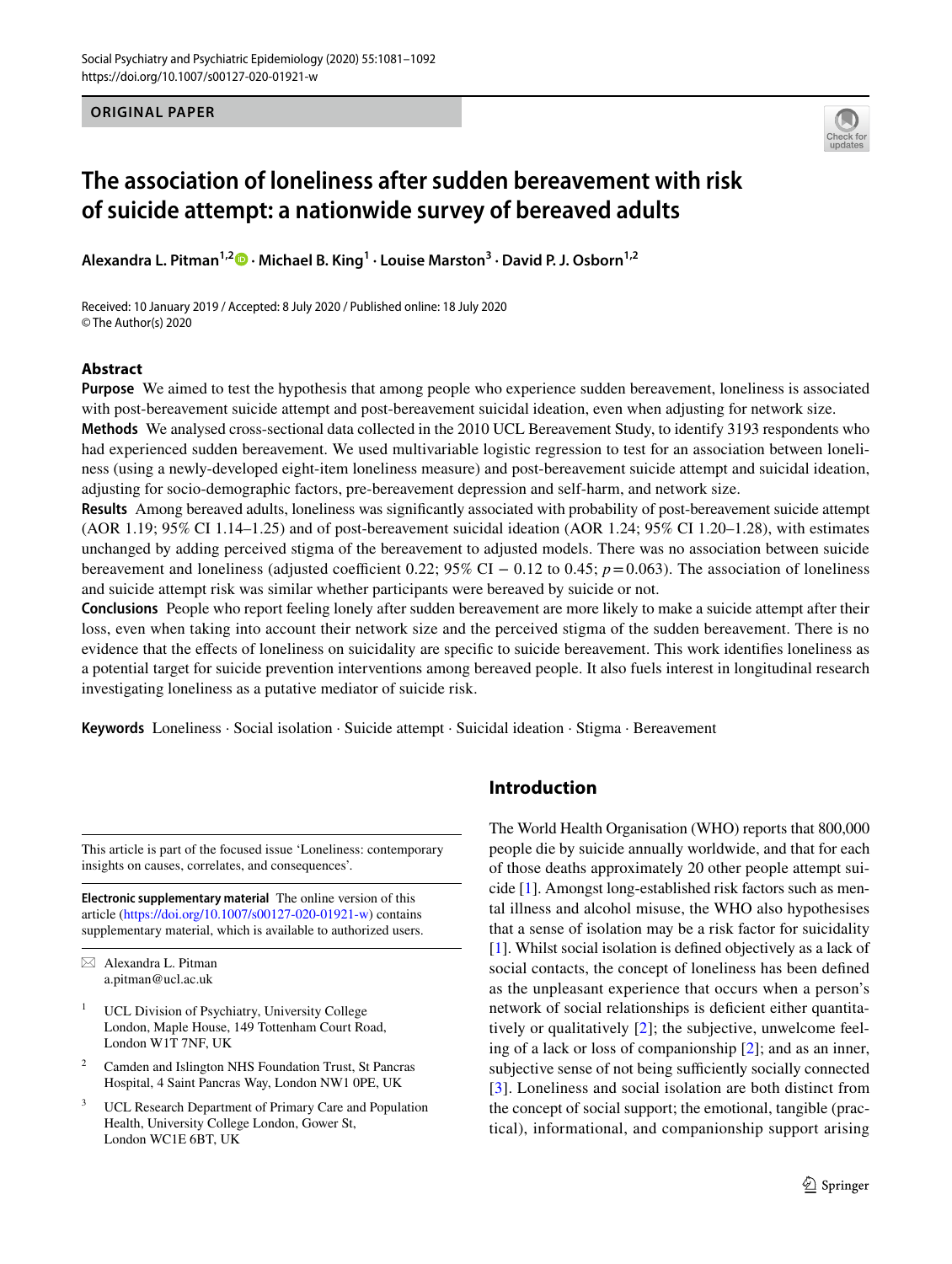ORIGINAL PAPER

# The association of loneliness after sudden bereavement with risk of suicide attempt: a nationwide survey of bereaved adults

**Alexandra L. Pitman[1,2] · Michael B. King[1] · Louise Marston[3] · David P. J. Osborn[1,2]**

Received: 10 January 2019 / Accepted: 8 July 2020 / Published online: 18 July 2020
© The Author(s) 2020

## Abstract

**Purpose** We aimed to test the hypothesis that among people who experience sudden bereavement, loneliness is associated with post-bereavement suicide attempt and post-bereavement suicidal ideation, even when adjusting for network size.

**Methods** We analysed cross-sectional data collected in the 2010 UCL Bereavement Study, to identify 3193 respondents who had experienced sudden bereavement. We used multivariable logistic regression to test for an association between loneliness (using a newly-developed eight-item loneliness measure) and post-bereavement suicide attempt and suicidal ideation, adjusting for socio-demographic factors, pre-bereavement depression and self-harm, and network size.

**Results** Among bereaved adults, loneliness was significantly associated with probability of post-bereavement suicide attempt (AOR 1.19; 95% CI 1.14–1.25) and of post-bereavement suicidal ideation (AOR 1.24; 95% CI 1.20–1.28), with estimates unchanged by adding perceived stigma of the bereavement to adjusted models. There was no association between suicide bereavement and loneliness (adjusted coefficient 0.22; 95% CI − 0.12 to 0.45; $p = 0.063$). The association of loneliness and suicide attempt risk was similar whether participants were bereaved by suicide or not.

**Conclusions** People who report feeling lonely after sudden bereavement are more likely to make a suicide attempt after their loss, even when taking into account their network size and the perceived stigma of the sudden bereavement. There is no evidence that the effects of loneliness on suicidality are specific to suicide bereavement. This work identifies loneliness as a potential target for suicide prevention interventions among bereaved people. It also fuels interest in longitudinal research investigating loneliness as a putative mediator of suicide risk.

**Keywords** Loneliness · Social isolation · Suicide attempt · Suicidal ideation · Stigma · Bereavement

## Introduction

The World Health Organisation (WHO) reports that 800,000 people die by suicide annually worldwide, and that for each of those deaths approximately 20 other people attempt suicide [1]. Amongst long-established risk factors such as mental illness and alcohol misuse, the WHO also hypothesises that a sense of isolation may be a risk factor for suicidality [1]. Whilst social isolation is defined objectively as a lack of social contacts, the concept of loneliness has been defined as the unpleasant experience that occurs when a person's network of social relationships is deficient either quantitatively or qualitatively [2]; the subjective, unwelcome feeling of a lack or loss of companionship [2]; and as an inner, subjective sense of not being sufficiently socially connected [3]. Loneliness and social isolation are both distinct from the concept of social support; the emotional, tangible (practical), informational, and companionship support arising

This article is part of the focused issue 'Loneliness: contemporary insights on causes, correlates, and consequences'.

**Electronic supplementary material** The online version of this article (https://doi.org/10.1007/s00127-020-01921-w) contains supplementary material, which is available to authorized users.

✉ Alexandra L. Pitman
a.pitman@ucl.ac.uk

1 UCL Division of Psychiatry, University College London, Maple House, 149 Tottenham Court Road, London W1T 7NF, UK

2 Camden and Islington NHS Foundation Trust, St Pancras Hospital, 4 Saint Pancras Way, London NW1 0PE, UK

3 UCL Research Department of Primary Care and Population Health, University College London, Gower St, London WC1E 6BT, UK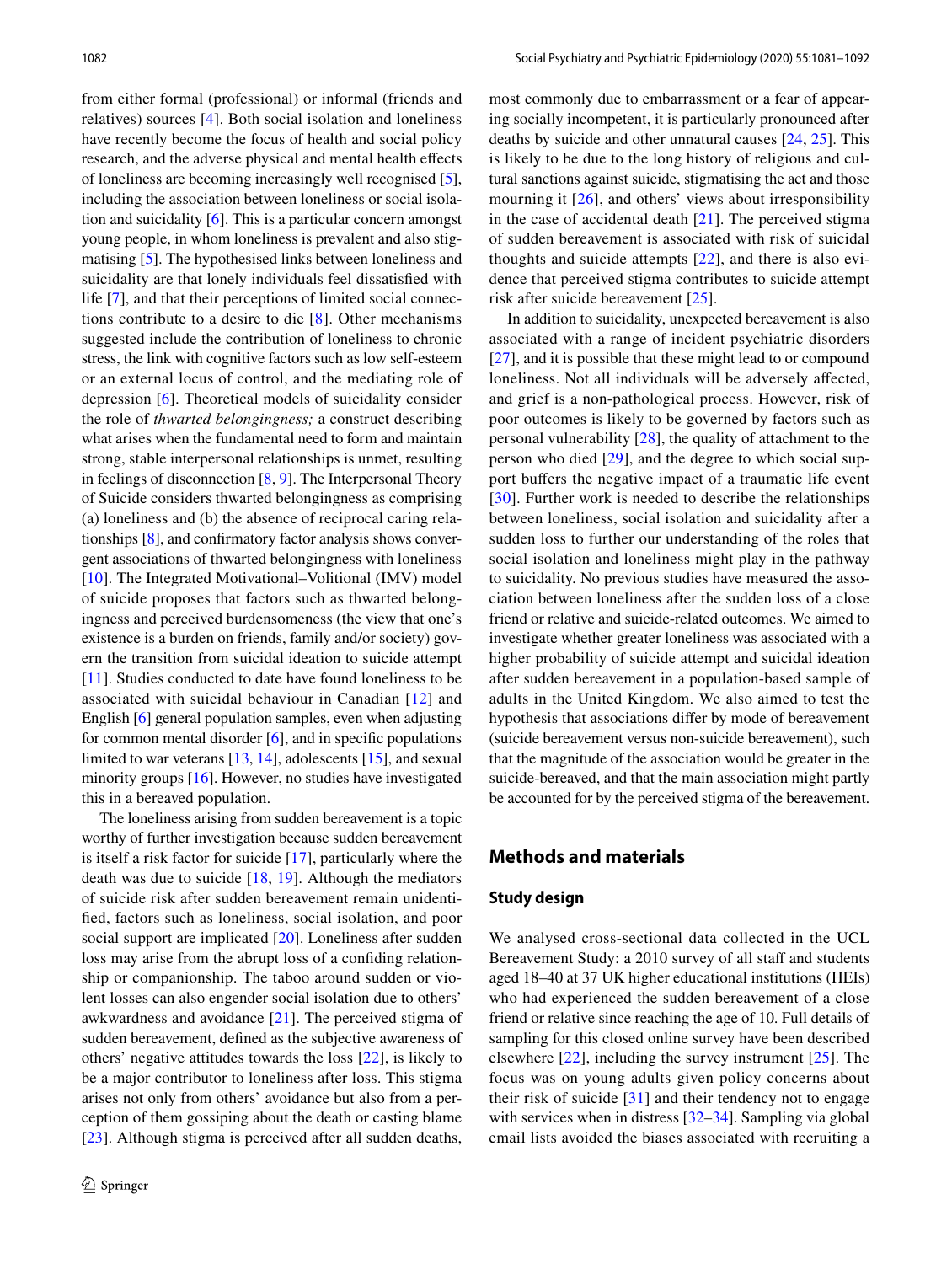from either formal (professional) or informal (friends and relatives) sources [4]. Both social isolation and loneliness have recently become the focus of health and social policy research, and the adverse physical and mental health effects of loneliness are becoming increasingly well recognised [5], including the association between loneliness or social isolation and suicidality [6]. This is a particular concern amongst young people, in whom loneliness is prevalent and also stigmatising [5]. The hypothesised links between loneliness and suicidality are that lonely individuals feel dissatisfied with life [7], and that their perceptions of limited social connections contribute to a desire to die [8]. Other mechanisms suggested include the contribution of loneliness to chronic stress, the link with cognitive factors such as low self-esteem or an external locus of control, and the mediating role of depression [6]. Theoretical models of suicidality consider the role of *thwarted belongingness;* a construct describing what arises when the fundamental need to form and maintain strong, stable interpersonal relationships is unmet, resulting in feelings of disconnection [8, 9]. The Interpersonal Theory of Suicide considers thwarted belongingness as comprising (a) loneliness and (b) the absence of reciprocal caring relationships [8], and confirmatory factor analysis shows convergent associations of thwarted belongingness with loneliness [10]. The Integrated Motivational–Volitional (IMV) model of suicide proposes that factors such as thwarted belongingness and perceived burdensomeness (the view that one's existence is a burden on friends, family and/or society) govern the transition from suicidal ideation to suicide attempt [11]. Studies conducted to date have found loneliness to be associated with suicidal behaviour in Canadian [12] and English [6] general population samples, even when adjusting for common mental disorder [6], and in specific populations limited to war veterans [13, 14], adolescents [15], and sexual minority groups [16]. However, no studies have investigated this in a bereaved population.

The loneliness arising from sudden bereavement is a topic worthy of further investigation because sudden bereavement is itself a risk factor for suicide [17], particularly where the death was due to suicide [18, 19]. Although the mediators of suicide risk after sudden bereavement remain unidentified, factors such as loneliness, social isolation, and poor social support are implicated [20]. Loneliness after sudden loss may arise from the abrupt loss of a confiding relationship or companionship. The taboo around sudden or violent losses can also engender social isolation due to others' awkwardness and avoidance [21]. The perceived stigma of sudden bereavement, defined as the subjective awareness of others' negative attitudes towards the loss [22], is likely to be a major contributor to loneliness after loss. This stigma arises not only from others' avoidance but also from a perception of them gossiping about the death or casting blame [23]. Although stigma is perceived after all sudden deaths, most commonly due to embarrassment or a fear of appearing socially incompetent, it is particularly pronounced after deaths by suicide and other unnatural causes [24, 25]. This is likely to be due to the long history of religious and cultural sanctions against suicide, stigmatising the act and those mourning it [26], and others' views about irresponsibility in the case of accidental death [21]. The perceived stigma of sudden bereavement is associated with risk of suicidal thoughts and suicide attempts [22], and there is also evidence that perceived stigma contributes to suicide attempt risk after suicide bereavement [25].

In addition to suicidality, unexpected bereavement is also associated with a range of incident psychiatric disorders [27], and it is possible that these might lead to or compound loneliness. Not all individuals will be adversely affected, and grief is a non-pathological process. However, risk of poor outcomes is likely to be governed by factors such as personal vulnerability [28], the quality of attachment to the person who died [29], and the degree to which social support buffers the negative impact of a traumatic life event [30]. Further work is needed to describe the relationships between loneliness, social isolation and suicidality after a sudden loss to further our understanding of the roles that social isolation and loneliness might play in the pathway to suicidality. No previous studies have measured the association between loneliness after the sudden loss of a close friend or relative and suicide-related outcomes. We aimed to investigate whether greater loneliness was associated with a higher probability of suicide attempt and suicidal ideation after sudden bereavement in a population-based sample of adults in the United Kingdom. We also aimed to test the hypothesis that associations differ by mode of bereavement (suicide bereavement versus non-suicide bereavement), such that the magnitude of the association would be greater in the suicide-bereaved, and that the main association might partly be accounted for by the perceived stigma of the bereavement.

## Methods and materials

### Study design

We analysed cross-sectional data collected in the UCL Bereavement Study: a 2010 survey of all staff and students aged 18–40 at 37 UK higher educational institutions (HEIs) who had experienced the sudden bereavement of a close friend or relative since reaching the age of 10. Full details of sampling for this closed online survey have been described elsewhere [22], including the survey instrument [25]. The focus was on young adults given policy concerns about their risk of suicide [31] and their tendency not to engage with services when in distress [32–34]. Sampling via global email lists avoided the biases associated with recruiting a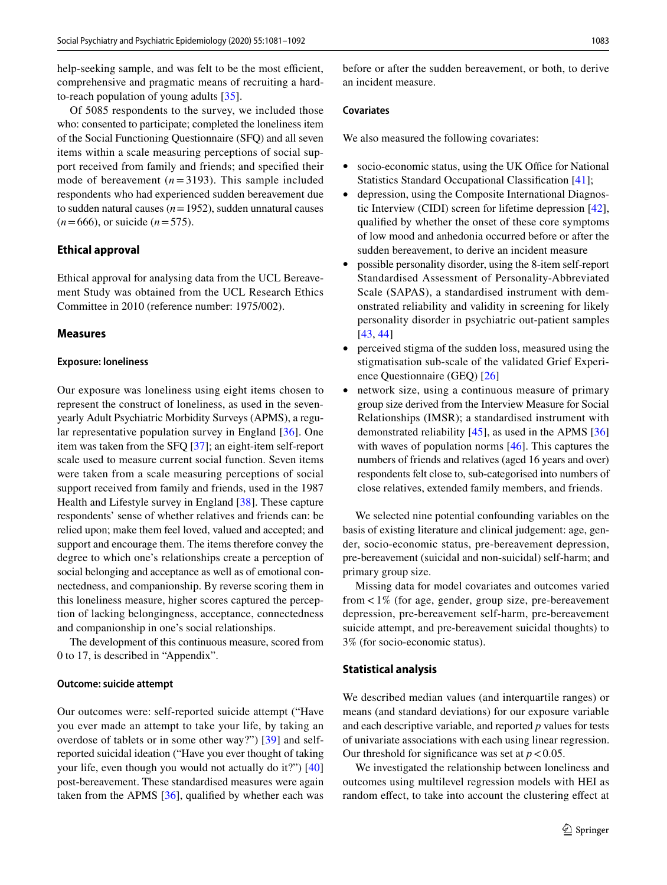help-seeking sample, and was felt to be the most efficient, comprehensive and pragmatic means of recruiting a hard-to-reach population of young adults [35].

Of 5085 respondents to the survey, we included those who: consented to participate; completed the loneliness item of the Social Functioning Questionnaire (SFQ) and all seven items within a scale measuring perceptions of social support received from family and friends; and specified their mode of bereavement ($n = 3193$). This sample included respondents who had experienced sudden bereavement due to sudden natural causes ($n = 1952$), sudden unnatural causes ($n = 666$), or suicide ($n = 575$).

### Ethical approval

Ethical approval for analysing data from the UCL Bereavement Study was obtained from the UCL Research Ethics Committee in 2010 (reference number: 1975/002).

### Measures

#### Exposure: loneliness

Our exposure was loneliness using eight items chosen to represent the construct of loneliness, as used in the seven-yearly Adult Psychiatric Morbidity Surveys (APMS), a regular representative population survey in England [36]. One item was taken from the SFQ [37]; an eight-item self-report scale used to measure current social function. Seven items were taken from a scale measuring perceptions of social support received from family and friends, used in the 1987 Health and Lifestyle survey in England [38]. These capture respondents' sense of whether relatives and friends can: be relied upon; make them feel loved, valued and accepted; and support and encourage them. The items therefore convey the degree to which one's relationships create a perception of social belonging and acceptance as well as of emotional connectedness, and companionship. By reverse scoring them in this loneliness measure, higher scores captured the perception of lacking belongingness, acceptance, connectedness and companionship in one's social relationships.

The development of this continuous measure, scored from 0 to 17, is described in "Appendix".

#### Outcome: suicide attempt

Our outcomes were: self-reported suicide attempt ("Have you ever made an attempt to take your life, by taking an overdose of tablets or in some other way?") [39] and self-reported suicidal ideation ("Have you ever thought of taking your life, even though you would not actually do it?") [40] post-bereavement. These standardised measures were again taken from the APMS [36], qualified by whether each was before or after the sudden bereavement, or both, to derive an incident measure.

#### Covariates

We also measured the following covariates:

- socio-economic status, using the UK Office for National Statistics Standard Occupational Classification [41];
- depression, using the Composite International Diagnostic Interview (CIDI) screen for lifetime depression [42], qualified by whether the onset of these core symptoms of low mood and anhedonia occurred before or after the sudden bereavement, to derive an incident measure
- possible personality disorder, using the 8-item self-report Standardised Assessment of Personality-Abbreviated Scale (SAPAS), a standardised instrument with demonstrated reliability and validity in screening for likely personality disorder in psychiatric out-patient samples [43, 44]
- perceived stigma of the sudden loss, measured using the stigmatisation sub-scale of the validated Grief Experience Questionnaire (GEQ) [26]
- network size, using a continuous measure of primary group size derived from the Interview Measure for Social Relationships (IMSR); a standardised instrument with demonstrated reliability [45], as used in the APMS [36] with waves of population norms [46]. This captures the numbers of friends and relatives (aged 16 years and over) respondents felt close to, sub-categorised into numbers of close relatives, extended family members, and friends.

We selected nine potential confounding variables on the basis of existing literature and clinical judgement: age, gender, socio-economic status, pre-bereavement depression, pre-bereavement (suicidal and non-suicidal) self-harm; and primary group size.

Missing data for model covariates and outcomes varied from $< 1\%$ (for age, gender, group size, pre-bereavement depression, pre-bereavement self-harm, pre-bereavement suicide attempt, and pre-bereavement suicidal thoughts) to 3% (for socio-economic status).

### Statistical analysis

We described median values (and interquartile ranges) or means (and standard deviations) for our exposure variable and each descriptive variable, and reported $p$ values for tests of univariate associations with each using linear regression. Our threshold for significance was set at $p < 0.05$.

We investigated the relationship between loneliness and outcomes using multilevel regression models with HEI as random effect, to take into account the clustering effect at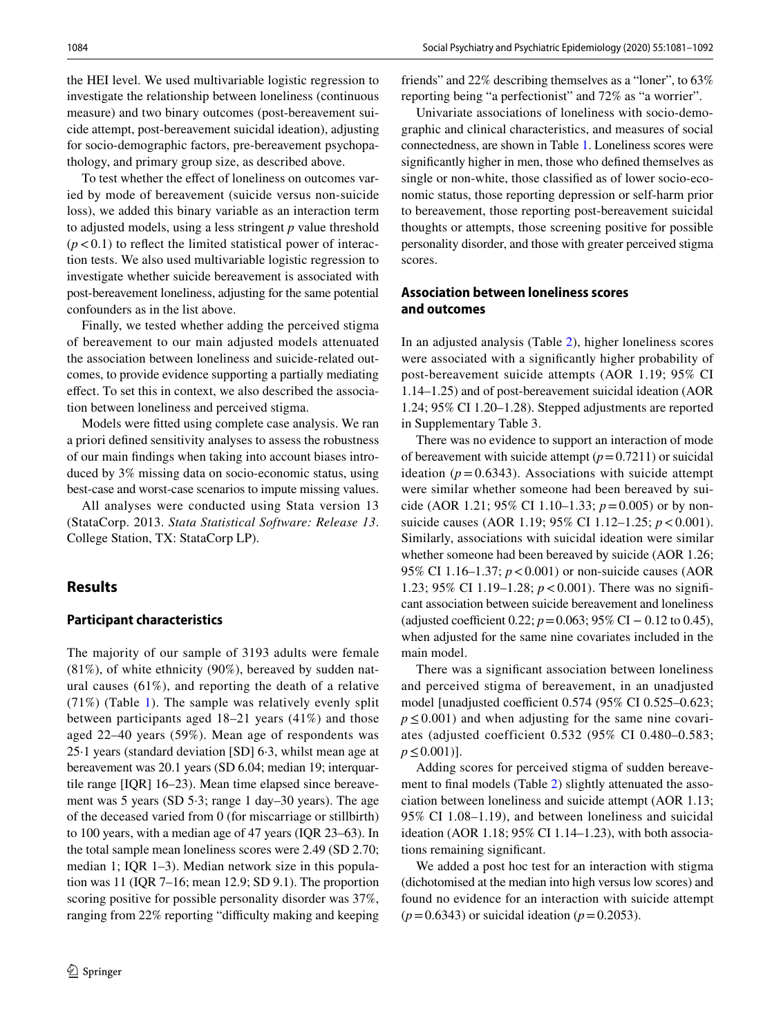the HEI level. We used multivariable logistic regression to investigate the relationship between loneliness (continuous measure) and two binary outcomes (post-bereavement suicide attempt, post-bereavement suicidal ideation), adjusting for socio-demographic factors, pre-bereavement psychopathology, and primary group size, as described above.

To test whether the effect of loneliness on outcomes varied by mode of bereavement (suicide versus non-suicide loss), we added this binary variable as an interaction term to adjusted models, using a less stringent *p* value threshold ($p < 0.1$) to reflect the limited statistical power of interaction tests. We also used multivariable logistic regression to investigate whether suicide bereavement is associated with post-bereavement loneliness, adjusting for the same potential confounders as in the list above.

Finally, we tested whether adding the perceived stigma of bereavement to our main adjusted models attenuated the association between loneliness and suicide-related outcomes, to provide evidence supporting a partially mediating effect. To set this in context, we also described the association between loneliness and perceived stigma.

Models were fitted using complete case analysis. We ran a priori defined sensitivity analyses to assess the robustness of our main findings when taking into account biases introduced by 3% missing data on socio-economic status, using best-case and worst-case scenarios to impute missing values.

All analyses were conducted using Stata version 13 (StataCorp. 2013. *Stata Statistical Software: Release 13*. College Station, TX: StataCorp LP).

## Results

### Participant characteristics

The majority of our sample of 3193 adults were female (81%), of white ethnicity (90%), bereaved by sudden natural causes (61%), and reporting the death of a relative (71%) (Table 1). The sample was relatively evenly split between participants aged 18–21 years (41%) and those aged 22–40 years (59%). Mean age of respondents was 25·1 years (standard deviation [SD] 6·3, whilst mean age at bereavement was 20.1 years (SD 6.04; median 19; interquartile range [IQR] 16–23). Mean time elapsed since bereavement was 5 years (SD 5·3; range 1 day–30 years). The age of the deceased varied from 0 (for miscarriage or stillbirth) to 100 years, with a median age of 47 years (IQR 23–63). In the total sample mean loneliness scores were 2.49 (SD 2.70; median 1; IQR 1–3). Median network size in this population was 11 (IQR 7–16; mean 12.9; SD 9.1). The proportion scoring positive for possible personality disorder was 37%, ranging from 22% reporting "difficulty making and keeping friends" and 22% describing themselves as a "loner", to 63% reporting being "a perfectionist" and 72% as "a worrier".

Univariate associations of loneliness with socio-demographic and clinical characteristics, and measures of social connectedness, are shown in Table 1. Loneliness scores were significantly higher in men, those who defined themselves as single or non-white, those classified as of lower socio-economic status, those reporting depression or self-harm prior to bereavement, those reporting post-bereavement suicidal thoughts or attempts, those screening positive for possible personality disorder, and those with greater perceived stigma scores.

### Association between loneliness scores and outcomes

In an adjusted analysis (Table 2), higher loneliness scores were associated with a significantly higher probability of post-bereavement suicide attempts (AOR 1.19; 95% CI 1.14–1.25) and of post-bereavement suicidal ideation (AOR 1.24; 95% CI 1.20–1.28). Stepped adjustments are reported in Supplementary Table 3.

There was no evidence to support an interaction of mode of bereavement with suicide attempt ($p = 0.7211$) or suicidal ideation ($p = 0.6343$). Associations with suicide attempt were similar whether someone had been bereaved by suicide (AOR 1.21; 95% CI 1.10–1.33; $p = 0.005$) or by non-suicide causes (AOR 1.19; 95% CI 1.12–1.25; $p < 0.001$). Similarly, associations with suicidal ideation were similar whether someone had been bereaved by suicide (AOR 1.26; 95% CI 1.16–1.37; $p < 0.001$) or non-suicide causes (AOR 1.23; 95% CI 1.19–1.28; $p < 0.001$). There was no significant association between suicide bereavement and loneliness (adjusted coefficient 0.22; $p = 0.063$; 95% CI − 0.12 to 0.45), when adjusted for the same nine covariates included in the main model.

There was a significant association between loneliness and perceived stigma of bereavement, in an unadjusted model [unadjusted coefficient 0.574 (95% CI 0.525–0.623; $p \leq 0.001$) and when adjusting for the same nine covariates (adjusted coefficient 0.532 (95% CI 0.480–0.583; $p \leq 0.001$)].

Adding scores for perceived stigma of sudden bereavement to final models (Table 2) slightly attenuated the association between loneliness and suicide attempt (AOR 1.13; 95% CI 1.08–1.19), and between loneliness and suicidal ideation (AOR 1.18; 95% CI 1.14–1.23), with both associations remaining significant.

We added a post hoc test for an interaction with stigma (dichotomised at the median into high versus low scores) and found no evidence for an interaction with suicide attempt ($p = 0.6343$) or suicidal ideation ($p = 0.2053$).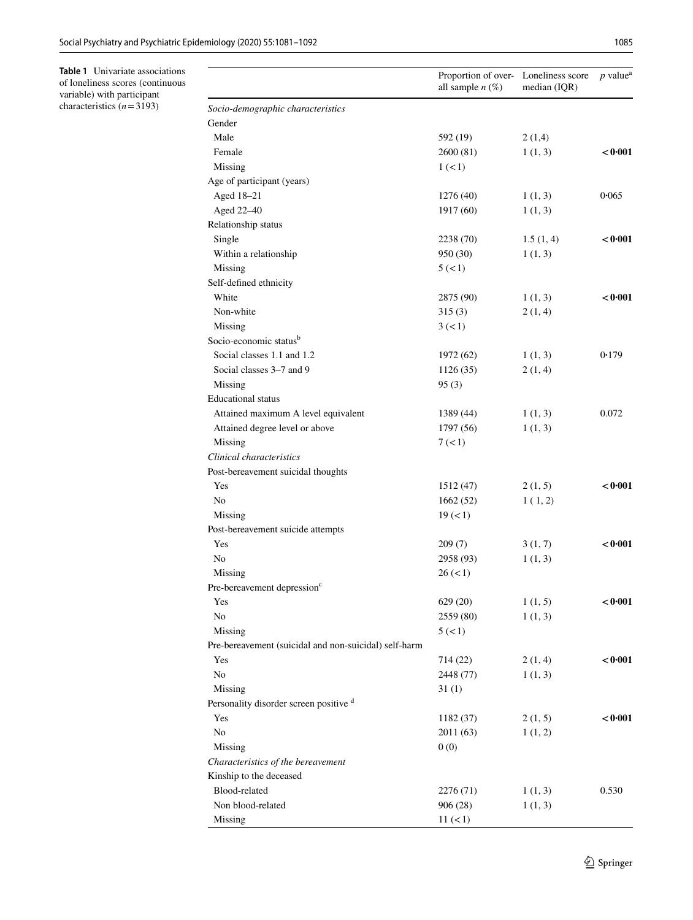**Table 1** Univariate associations of loneliness scores (continuous variable) with participant characteristics ($n = 3193$)

| | Proportion of overall sample *n* (%) | Loneliness score median (IQR) | *p* value[a] |
|---|---|---|---|
| *Socio-demographic characteristics* | | | |
| Gender | | | |
| Male | 592 (19) | 2 (1,4) | |
| Female | 2600 (81) | 1 (1, 3) | **< 0·001** |
| Missing | 1 (< 1) | | |
| Age of participant (years) | | | |
| Aged 18–21 | 1276 (40) | 1 (1, 3) | 0·065 |
| Aged 22–40 | 1917 (60) | 1 (1, 3) | |
| Relationship status | | | |
| Single | 2238 (70) | 1.5 (1, 4) | **< 0·001** |
| Within a relationship | 950 (30) | 1 (1, 3) | |
| Missing | 5 (< 1) | | |
| Self-defined ethnicity | | | |
| White | 2875 (90) | 1 (1, 3) | **< 0·001** |
| Non-white | 315 (3) | 2 (1, 4) | |
| Missing | 3 (< 1) | | |
| Socio-economic status[b] | | | |
| Social classes 1.1 and 1.2 | 1972 (62) | 1 (1, 3) | 0·179 |
| Social classes 3–7 and 9 | 1126 (35) | 2 (1, 4) | |
| Missing | 95 (3) | | |
| Educational status | | | |
| Attained maximum A level equivalent | 1389 (44) | 1 (1, 3) | 0.072 |
| Attained degree level or above | 1797 (56) | 1 (1, 3) | |
| Missing | 7 (< 1) | | |
| *Clinical characteristics* | | | |
| Post-bereavement suicidal thoughts | | | |
| Yes | 1512 (47) | 2 (1, 5) | **< 0·001** |
| No | 1662 (52) | 1 ( 1, 2) | |
| Missing | 19 (< 1) | | |
| Post-bereavement suicide attempts | | | |
| Yes | 209 (7) | 3 (1, 7) | **< 0·001** |
| No | 2958 (93) | 1 (1, 3) | |
| Missing | 26 (< 1) | | |
| Pre-bereavement depression[c] | | | |
| Yes | 629 (20) | 1 (1, 5) | **< 0·001** |
| No | 2559 (80) | 1 (1, 3) | |
| Missing | 5 (< 1) | | |
| Pre-bereavement (suicidal and non-suicidal) self-harm | | | |
| Yes | 714 (22) | 2 (1, 4) | **< 0·001** |
| No | 2448 (77) | 1 (1, 3) | |
| Missing | 31 (1) | | |
| Personality disorder screen positive [d] | | | |
| Yes | 1182 (37) | 2 (1, 5) | **< 0·001** |
| No | 2011 (63) | 1 (1, 2) | |
| Missing | 0 (0) | | |
| *Characteristics of the bereavement* | | | |
| Kinship to the deceased | | | |
| Blood-related | 2276 (71) | 1 (1, 3) | 0.530 |
| Non blood-related | 906 (28) | 1 (1, 3) | |
| Missing | 11 (< 1) | | |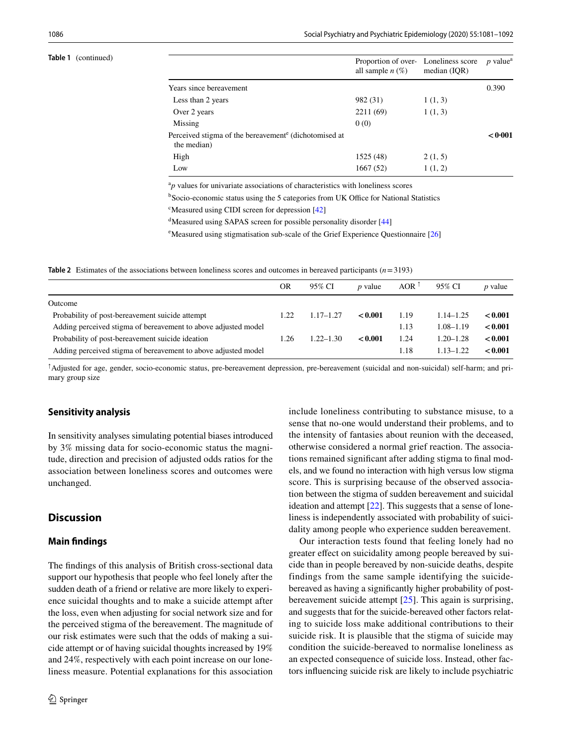**Table 1** (continued)

| | Proportion of overall sample *n* (%) | Loneliness score median (IQR) | *p* value[a] |
|---|---|---|---|
| Years since bereavement | | | 0.390 |
| Less than 2 years | 982 (31) | 1 (1, 3) | |
| Over 2 years | 2211 (69) | 1 (1, 3) | |
| Missing | 0 (0) | | |
| Perceived stigma of the bereavement[e] (dichotomised at the median) | | | **< 0·001** |
| High | 1525 (48) | 2 (1, 5) | |
| Low | 1667 (52) | 1 (1, 2) | |

[a]*p* values for univariate associations of characteristics with loneliness scores

[b]Socio-economic status using the 5 categories from UK Office for National Statistics

[c]Measured using CIDI screen for depression [42]

[d]Measured using SAPAS screen for possible personality disorder [44]

[e]Measured using stigmatisation sub-scale of the Grief Experience Questionnaire [26]

**Table 2** Estimates of the associations between loneliness scores and outcomes in bereaved participants ($n = 3193$)

| | OR | 95% CI | *p* value | AOR † | 95% CI | *p* value |
|---|---|---|---|---|---|---|
| Outcome | | | | | | |
| Probability of post-bereavement suicide attempt | 1.22 | 1.17–1.27 | **< 0.001** | 1.19 | 1.14–1.25 | **< 0.001** |
| Adding perceived stigma of bereavement to above adjusted model | | | | 1.13 | 1.08–1.19 | **< 0.001** |
| Probability of post-bereavement suicide ideation | 1.26 | 1.22–1.30 | **< 0.001** | 1.24 | 1.20–1.28 | **< 0.001** |
| Adding perceived stigma of bereavement to above adjusted model | | | | 1.18 | 1.13–1.22 | **< 0.001** |

†Adjusted for age, gender, socio-economic status, pre-bereavement depression, pre-bereavement (suicidal and non-suicidal) self-harm; and primary group size

### Sensitivity analysis

In sensitivity analyses simulating potential biases introduced by 3% missing data for socio-economic status the magnitude, direction and precision of adjusted odds ratios for the association between loneliness scores and outcomes were unchanged.

## Discussion

### Main findings

The findings of this analysis of British cross-sectional data support our hypothesis that people who feel lonely after the sudden death of a friend or relative are more likely to experience suicidal thoughts and to make a suicide attempt after the loss, even when adjusting for social network size and for the perceived stigma of the bereavement. The magnitude of our risk estimates were such that the odds of making a suicide attempt or of having suicidal thoughts increased by 19% and 24%, respectively with each point increase on our loneliness measure. Potential explanations for this association include loneliness contributing to substance misuse, to a sense that no-one would understand their problems, and to the intensity of fantasies about reunion with the deceased, otherwise considered a normal grief reaction. The associations remained significant after adding stigma to final models, and we found no interaction with high versus low stigma score. This is surprising because of the observed association between the stigma of sudden bereavement and suicidal ideation and attempt [22]. This suggests that a sense of loneliness is independently associated with probability of suicidality among people who experience sudden bereavement.

Our interaction tests found that feeling lonely had no greater effect on suicidality among people bereaved by suicide than in people bereaved by non-suicide deaths, despite findings from the same sample identifying the suicide-bereaved as having a significantly higher probability of post-bereavement suicide attempt [25]. This again is surprising, and suggests that for the suicide-bereaved other factors relating to suicide loss make additional contributions to their suicide risk. It is plausible that the stigma of suicide may condition the suicide-bereaved to normalise loneliness as an expected consequence of suicide loss. Instead, other factors influencing suicide risk are likely to include psychiatric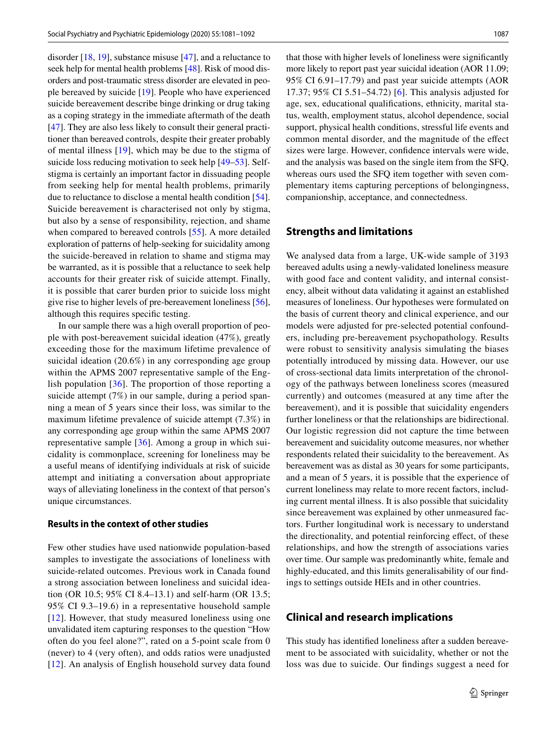disorder [18, 19], substance misuse [47], and a reluctance to seek help for mental health problems [48]. Risk of mood disorders and post-traumatic stress disorder are elevated in people bereaved by suicide [19]. People who have experienced suicide bereavement describe binge drinking or drug taking as a coping strategy in the immediate aftermath of the death [47]. They are also less likely to consult their general practitioner than bereaved controls, despite their greater probably of mental illness [19], which may be due to the stigma of suicide loss reducing motivation to seek help [49–53]. Self-stigma is certainly an important factor in dissuading people from seeking help for mental health problems, primarily due to reluctance to disclose a mental health condition [54]. Suicide bereavement is characterised not only by stigma, but also by a sense of responsibility, rejection, and shame when compared to bereaved controls [55]. A more detailed exploration of patterns of help-seeking for suicidality among the suicide-bereaved in relation to shame and stigma may be warranted, as it is possible that a reluctance to seek help accounts for their greater risk of suicide attempt. Finally, it is possible that carer burden prior to suicide loss might give rise to higher levels of pre-bereavement loneliness [56], although this requires specific testing.

In our sample there was a high overall proportion of people with post-bereavement suicidal ideation (47%), greatly exceeding those for the maximum lifetime prevalence of suicidal ideation (20.6%) in any corresponding age group within the APMS 2007 representative sample of the English population [36]. The proportion of those reporting a suicide attempt (7%) in our sample, during a period spanning a mean of 5 years since their loss, was similar to the maximum lifetime prevalence of suicide attempt (7.3%) in any corresponding age group within the same APMS 2007 representative sample [36]. Among a group in which suicidality is commonplace, screening for loneliness may be a useful means of identifying individuals at risk of suicide attempt and initiating a conversation about appropriate ways of alleviating loneliness in the context of that person's unique circumstances.

### Results in the context of other studies

Few other studies have used nationwide population-based samples to investigate the associations of loneliness with suicide-related outcomes. Previous work in Canada found a strong association between loneliness and suicidal ideation (OR 10.5; 95% CI 8.4–13.1) and self-harm (OR 13.5; 95% CI 9.3–19.6) in a representative household sample [12]. However, that study measured loneliness using one unvalidated item capturing responses to the question "How often do you feel alone?", rated on a 5-point scale from 0 (never) to 4 (very often), and odds ratios were unadjusted [12]. An analysis of English household survey data found that those with higher levels of loneliness were significantly more likely to report past year suicidal ideation (AOR 11.09; 95% CI 6.91–17.79) and past year suicide attempts (AOR 17.37; 95% CI 5.51–54.72) [6]. This analysis adjusted for age, sex, educational qualifications, ethnicity, marital status, wealth, employment status, alcohol dependence, social support, physical health conditions, stressful life events and common mental disorder, and the magnitude of the effect sizes were large. However, confidence intervals were wide, and the analysis was based on the single item from the SFQ, whereas ours used the SFQ item together with seven complementary items capturing perceptions of belongingness, companionship, acceptance, and connectedness.

## Strengths and limitations

We analysed data from a large, UK-wide sample of 3193 bereaved adults using a newly-validated loneliness measure with good face and content validity, and internal consistency, albeit without data validating it against an established measures of loneliness. Our hypotheses were formulated on the basis of current theory and clinical experience, and our models were adjusted for pre-selected potential confounders, including pre-bereavement psychopathology. Results were robust to sensitivity analysis simulating the biases potentially introduced by missing data. However, our use of cross-sectional data limits interpretation of the chronology of the pathways between loneliness scores (measured currently) and outcomes (measured at any time after the bereavement), and it is possible that suicidality engenders further loneliness or that the relationships are bidirectional. Our logistic regression did not capture the time between bereavement and suicidality outcome measures, nor whether respondents related their suicidality to the bereavement. As bereavement was as distal as 30 years for some participants, and a mean of 5 years, it is possible that the experience of current loneliness may relate to more recent factors, including current mental illness. It is also possible that suicidality since bereavement was explained by other unmeasured factors. Further longitudinal work is necessary to understand the directionality, and potential reinforcing effect, of these relationships, and how the strength of associations varies over time. Our sample was predominantly white, female and highly-educated, and this limits generalisability of our findings to settings outside HEIs and in other countries.

## Clinical and research implications

This study has identified loneliness after a sudden bereavement to be associated with suicidality, whether or not the loss was due to suicide. Our findings suggest a need for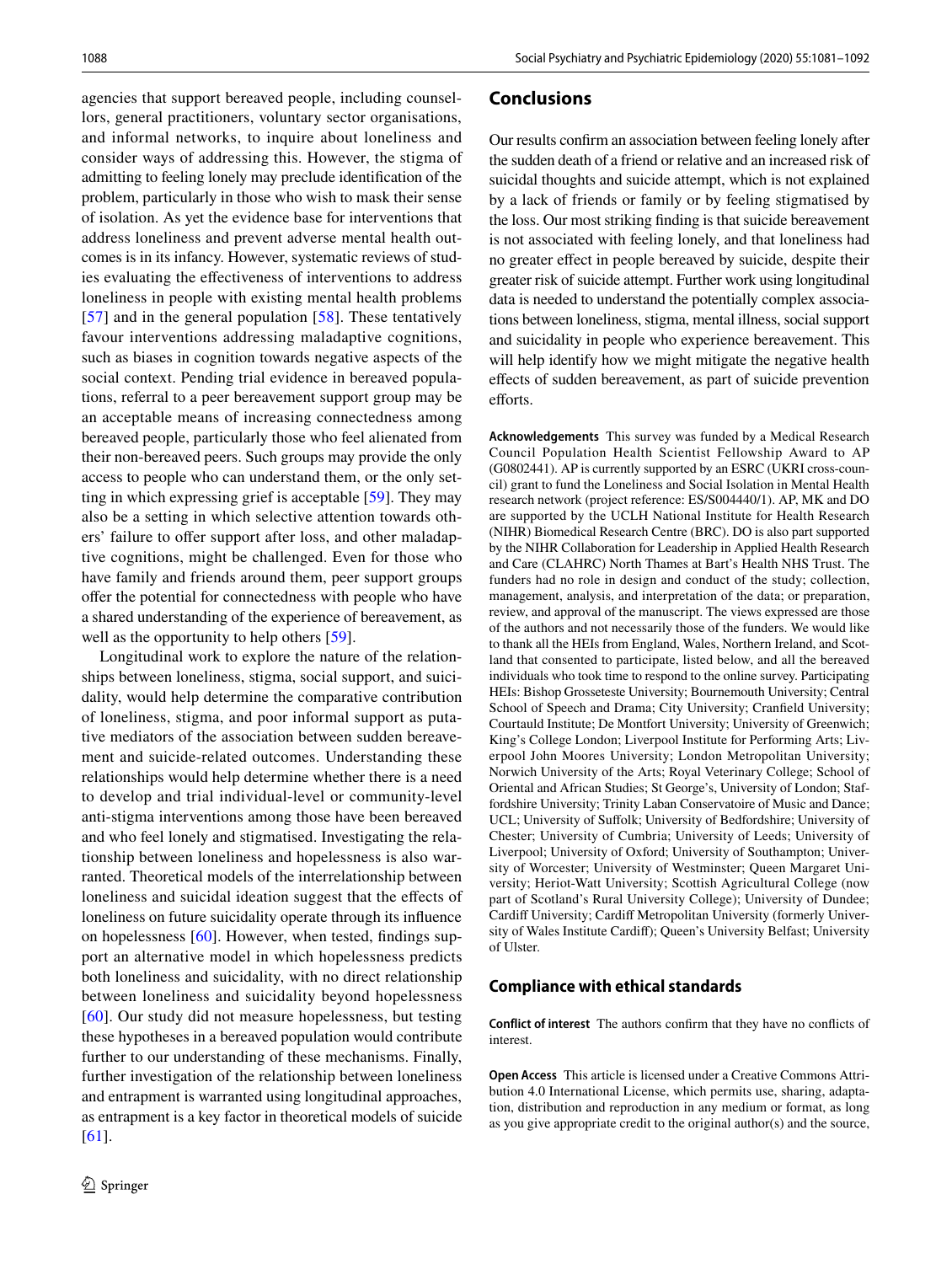agencies that support bereaved people, including counsellors, general practitioners, voluntary sector organisations, and informal networks, to inquire about loneliness and consider ways of addressing this. However, the stigma of admitting to feeling lonely may preclude identification of the problem, particularly in those who wish to mask their sense of isolation. As yet the evidence base for interventions that address loneliness and prevent adverse mental health outcomes is in its infancy. However, systematic reviews of studies evaluating the effectiveness of interventions to address loneliness in people with existing mental health problems [57] and in the general population [58]. These tentatively favour interventions addressing maladaptive cognitions, such as biases in cognition towards negative aspects of the social context. Pending trial evidence in bereaved populations, referral to a peer bereavement support group may be an acceptable means of increasing connectedness among bereaved people, particularly those who feel alienated from their non-bereaved peers. Such groups may provide the only access to people who can understand them, or the only setting in which expressing grief is acceptable [59]. They may also be a setting in which selective attention towards others' failure to offer support after loss, and other maladaptive cognitions, might be challenged. Even for those who have family and friends around them, peer support groups offer the potential for connectedness with people who have a shared understanding of the experience of bereavement, as well as the opportunity to help others [59].

Longitudinal work to explore the nature of the relationships between loneliness, stigma, social support, and suicidality, would help determine the comparative contribution of loneliness, stigma, and poor informal support as putative mediators of the association between sudden bereavement and suicide-related outcomes. Understanding these relationships would help determine whether there is a need to develop and trial individual-level or community-level anti-stigma interventions among those have been bereaved and who feel lonely and stigmatised. Investigating the relationship between loneliness and hopelessness is also warranted. Theoretical models of the interrelationship between loneliness and suicidal ideation suggest that the effects of loneliness on future suicidality operate through its influence on hopelessness [60]. However, when tested, findings support an alternative model in which hopelessness predicts both loneliness and suicidality, with no direct relationship between loneliness and suicidality beyond hopelessness [60]. Our study did not measure hopelessness, but testing these hypotheses in a bereaved population would contribute further to our understanding of these mechanisms. Finally, further investigation of the relationship between loneliness and entrapment is warranted using longitudinal approaches, as entrapment is a key factor in theoretical models of suicide [61].

## Conclusions

Our results confirm an association between feeling lonely after the sudden death of a friend or relative and an increased risk of suicidal thoughts and suicide attempt, which is not explained by a lack of friends or family or by feeling stigmatised by the loss. Our most striking finding is that suicide bereavement is not associated with feeling lonely, and that loneliness had no greater effect in people bereaved by suicide, despite their greater risk of suicide attempt. Further work using longitudinal data is needed to understand the potentially complex associations between loneliness, stigma, mental illness, social support and suicidality in people who experience bereavement. This will help identify how we might mitigate the negative health effects of sudden bereavement, as part of suicide prevention efforts.

**Acknowledgements** This survey was funded by a Medical Research Council Population Health Scientist Fellowship Award to AP (G0802441). AP is currently supported by an ESRC (UKRI cross-council) grant to fund the Loneliness and Social Isolation in Mental Health research network (project reference: ES/S004440/1). AP, MK and DO are supported by the UCLH National Institute for Health Research (NIHR) Biomedical Research Centre (BRC). DO is also part supported by the NIHR Collaboration for Leadership in Applied Health Research and Care (CLAHRC) North Thames at Bart's Health NHS Trust. The funders had no role in design and conduct of the study; collection, management, analysis, and interpretation of the data; or preparation, review, and approval of the manuscript. The views expressed are those of the authors and not necessarily those of the funders. We would like to thank all the HEIs from England, Wales, Northern Ireland, and Scotland that consented to participate, listed below, and all the bereaved individuals who took time to respond to the online survey. Participating HEIs: Bishop Grosseteste University; Bournemouth University; Central School of Speech and Drama; City University; Cranfield University; Courtauld Institute; De Montfort University; University of Greenwich; King's College London; Liverpool Institute for Performing Arts; Liverpool John Moores University; London Metropolitan University; Norwich University of the Arts; Royal Veterinary College; School of Oriental and African Studies; St George's, University of London; Staffordshire University; Trinity Laban Conservatoire of Music and Dance; UCL; University of Suffolk; University of Bedfordshire; University of Chester; University of Cumbria; University of Leeds; University of Liverpool; University of Oxford; University of Southampton; University of Worcester; University of Westminster; Queen Margaret University; Heriot-Watt University; Scottish Agricultural College (now part of Scotland's Rural University College); University of Dundee; Cardiff University; Cardiff Metropolitan University (formerly University of Wales Institute Cardiff); Queen's University Belfast; University of Ulster.

### Compliance with ethical standards

**Conflict of interest** The authors confirm that they have no conflicts of interest.

**Open Access** This article is licensed under a Creative Commons Attribution 4.0 International License, which permits use, sharing, adaptation, distribution and reproduction in any medium or format, as long as you give appropriate credit to the original author(s) and the source,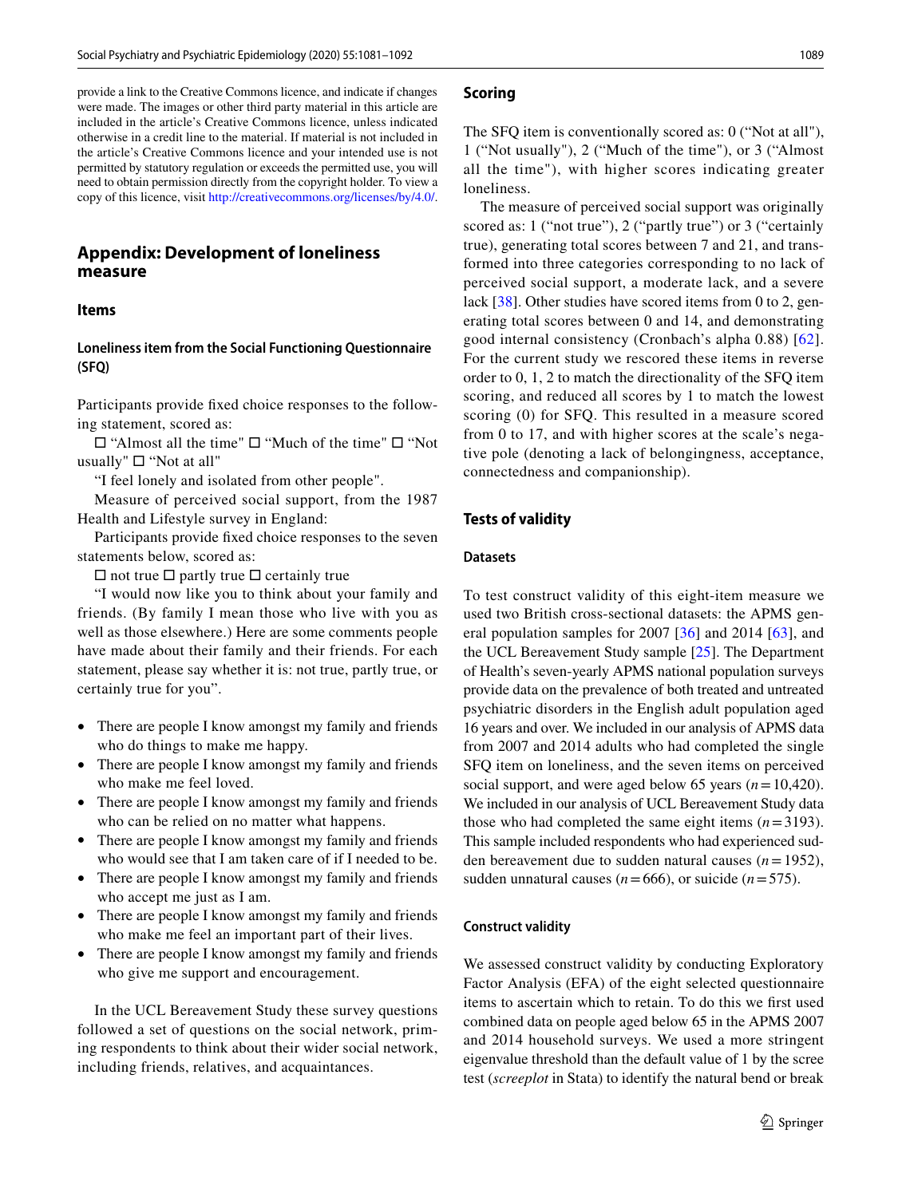provide a link to the Creative Commons licence, and indicate if changes were made. The images or other third party material in this article are included in the article's Creative Commons licence, unless indicated otherwise in a credit line to the material. If material is not included in the article's Creative Commons licence and your intended use is not permitted by statutory regulation or exceeds the permitted use, you will need to obtain permission directly from the copyright holder. To view a copy of this licence, visit http://creativecommons.org/licenses/by/4.0/.

## Appendix: Development of loneliness measure

### Items

#### Loneliness item from the Social Functioning Questionnaire (SFQ)

Participants provide fixed choice responses to the following statement, scored as:

☐ "Almost all the time" ☐ "Much of the time" ☐ "Not usually" ☐ "Not at all"

"I feel lonely and isolated from other people".

Measure of perceived social support, from the 1987 Health and Lifestyle survey in England:

Participants provide fixed choice responses to the seven statements below, scored as:

☐ not true ☐ partly true ☐ certainly true

"I would now like you to think about your family and friends. (By family I mean those who live with you as well as those elsewhere.) Here are some comments people have made about their family and their friends. For each statement, please say whether it is: not true, partly true, or certainly true for you".

- There are people I know amongst my family and friends who do things to make me happy.
- There are people I know amongst my family and friends who make me feel loved.
- There are people I know amongst my family and friends who can be relied on no matter what happens.
- There are people I know amongst my family and friends who would see that I am taken care of if I needed to be.
- There are people I know amongst my family and friends who accept me just as I am.
- There are people I know amongst my family and friends who make me feel an important part of their lives.
- There are people I know amongst my family and friends who give me support and encouragement.

In the UCL Bereavement Study these survey questions followed a set of questions on the social network, priming respondents to think about their wider social network, including friends, relatives, and acquaintances.

### Scoring

The SFQ item is conventionally scored as: 0 ("Not at all"), 1 ("Not usually"), 2 ("Much of the time"), or 3 ("Almost all the time"), with higher scores indicating greater loneliness.

The measure of perceived social support was originally scored as: 1 ("not true"), 2 ("partly true") or 3 ("certainly true), generating total scores between 7 and 21, and transformed into three categories corresponding to no lack of perceived social support, a moderate lack, and a severe lack [38]. Other studies have scored items from 0 to 2, generating total scores between 0 and 14, and demonstrating good internal consistency (Cronbach's alpha 0.88) [62]. For the current study we rescored these items in reverse order to 0, 1, 2 to match the directionality of the SFQ item scoring, and reduced all scores by 1 to match the lowest scoring (0) for SFQ. This resulted in a measure scored from 0 to 17, and with higher scores at the scale's negative pole (denoting a lack of belongingness, acceptance, connectedness and companionship).

### Tests of validity

#### Datasets

To test construct validity of this eight-item measure we used two British cross-sectional datasets: the APMS general population samples for 2007 [36] and 2014 [63], and the UCL Bereavement Study sample [25]. The Department of Health's seven-yearly APMS national population surveys provide data on the prevalence of both treated and untreated psychiatric disorders in the English adult population aged 16 years and over. We included in our analysis of APMS data from 2007 and 2014 adults who had completed the single SFQ item on loneliness, and the seven items on perceived social support, and were aged below 65 years ($n = 10{,}420$). We included in our analysis of UCL Bereavement Study data those who had completed the same eight items ($n = 3193$). This sample included respondents who had experienced sudden bereavement due to sudden natural causes ($n = 1952$), sudden unnatural causes ($n = 666$), or suicide ($n = 575$).

#### Construct validity

We assessed construct validity by conducting Exploratory Factor Analysis (EFA) of the eight selected questionnaire items to ascertain which to retain. To do this we first used combined data on people aged below 65 in the APMS 2007 and 2014 household surveys. We used a more stringent eigenvalue threshold than the default value of 1 by the scree test (*screeplot* in Stata) to identify the natural bend or break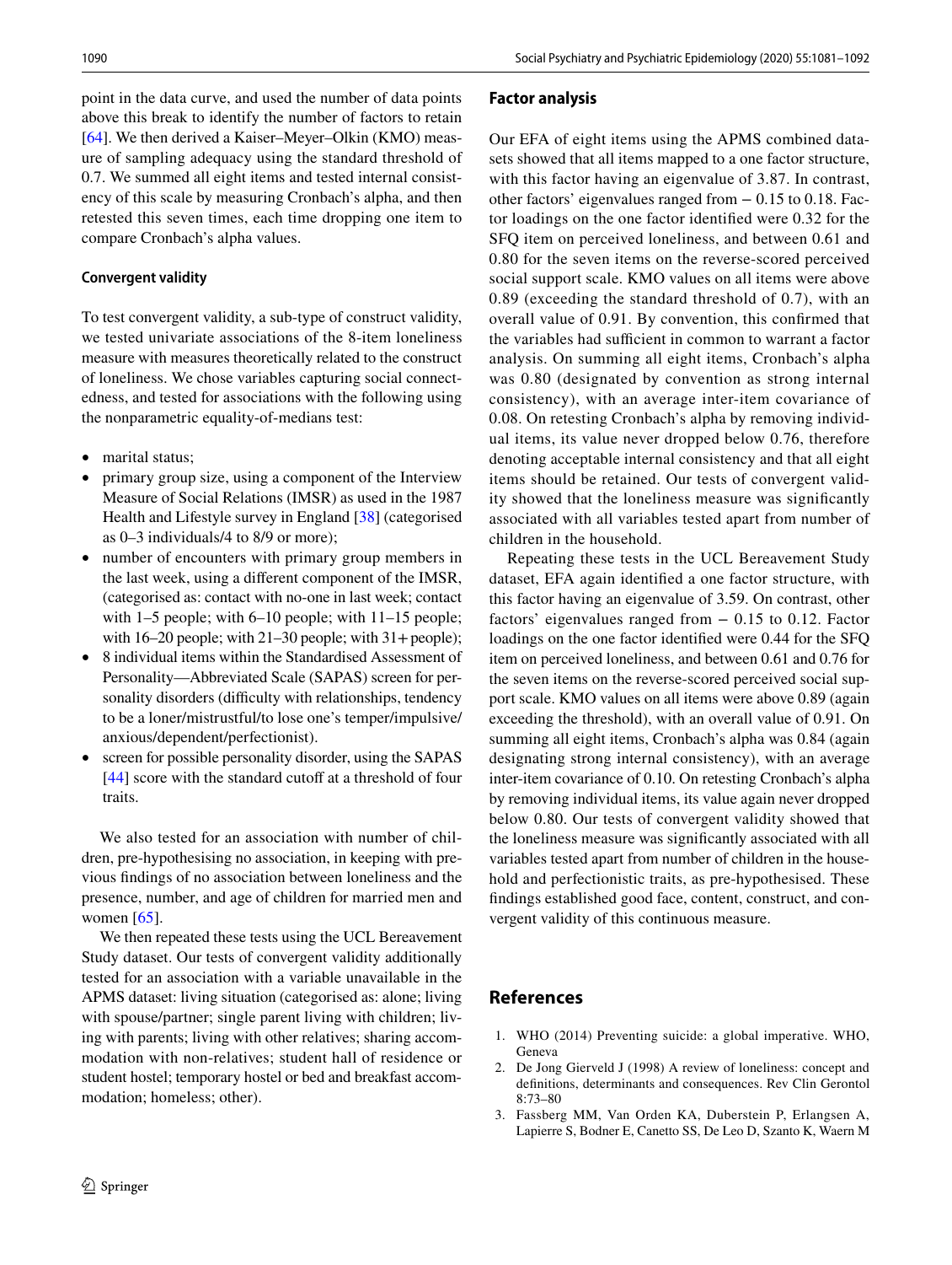point in the data curve, and used the number of data points above this break to identify the number of factors to retain [64]. We then derived a Kaiser–Meyer–Olkin (KMO) measure of sampling adequacy using the standard threshold of 0.7. We summed all eight items and tested internal consistency of this scale by measuring Cronbach's alpha, and then retested this seven times, each time dropping one item to compare Cronbach's alpha values.

#### Convergent validity

To test convergent validity, a sub-type of construct validity, we tested univariate associations of the 8-item loneliness measure with measures theoretically related to the construct of loneliness. We chose variables capturing social connectedness, and tested for associations with the following using the nonparametric equality-of-medians test:

- marital status;
- primary group size, using a component of the Interview Measure of Social Relations (IMSR) as used in the 1987 Health and Lifestyle survey in England [38] (categorised as 0–3 individuals/4 to 8/9 or more);
- number of encounters with primary group members in the last week, using a different component of the IMSR, (categorised as: contact with no-one in last week; contact with 1–5 people; with 6–10 people; with 11–15 people; with 16–20 people; with 21–30 people; with 31+ people);
- 8 individual items within the Standardised Assessment of Personality—Abbreviated Scale (SAPAS) screen for personality disorders (difficulty with relationships, tendency to be a loner/mistrustful/to lose one's temper/impulsive/anxious/dependent/perfectionist).
- screen for possible personality disorder, using the SAPAS [44] score with the standard cutoff at a threshold of four traits.

We also tested for an association with number of children, pre-hypothesising no association, in keeping with previous findings of no association between loneliness and the presence, number, and age of children for married men and women [65].

We then repeated these tests using the UCL Bereavement Study dataset. Our tests of convergent validity additionally tested for an association with a variable unavailable in the APMS dataset: living situation (categorised as: alone; living with spouse/partner; single parent living with children; living with parents; living with other relatives; sharing accommodation with non-relatives; student hall of residence or student hostel; temporary hostel or bed and breakfast accommodation; homeless; other).

### Factor analysis

Our EFA of eight items using the APMS combined datasets showed that all items mapped to a one factor structure, with this factor having an eigenvalue of 3.87. In contrast, other factors' eigenvalues ranged from − 0.15 to 0.18. Factor loadings on the one factor identified were 0.32 for the SFQ item on perceived loneliness, and between 0.61 and 0.80 for the seven items on the reverse-scored perceived social support scale. KMO values on all items were above 0.89 (exceeding the standard threshold of 0.7), with an overall value of 0.91. By convention, this confirmed that the variables had sufficient in common to warrant a factor analysis. On summing all eight items, Cronbach's alpha was 0.80 (designated by convention as strong internal consistency), with an average inter-item covariance of 0.08. On retesting Cronbach's alpha by removing individual items, its value never dropped below 0.76, therefore denoting acceptable internal consistency and that all eight items should be retained. Our tests of convergent validity showed that the loneliness measure was significantly associated with all variables tested apart from number of children in the household.

Repeating these tests in the UCL Bereavement Study dataset, EFA again identified a one factor structure, with this factor having an eigenvalue of 3.59. On contrast, other factors' eigenvalues ranged from − 0.15 to 0.12. Factor loadings on the one factor identified were 0.44 for the SFQ item on perceived loneliness, and between 0.61 and 0.76 for the seven items on the reverse-scored perceived social support scale. KMO values on all items were above 0.89 (again exceeding the threshold), with an overall value of 0.91. On summing all eight items, Cronbach's alpha was 0.84 (again designating strong internal consistency), with an average inter-item covariance of 0.10. On retesting Cronbach's alpha by removing individual items, its value again never dropped below 0.80. Our tests of convergent validity showed that the loneliness measure was significantly associated with all variables tested apart from number of children in the household and perfectionist traits, as pre-hypothesised. These findings established good face, content, construct, and convergent validity of this continuous measure.

## References

1. WHO (2014) Preventing suicide: a global imperative. WHO, Geneva
2. De Jong Gierveld J (1998) A review of loneliness: concept and definitions, determinants and consequences. Rev Clin Gerontol 8:73–80
3. Fassberg MM, Van Orden KA, Duberstein P, Erlangsen A, Lapierre S, Bodner E, Canetto SS, De Leo D, Szanto K, Waern M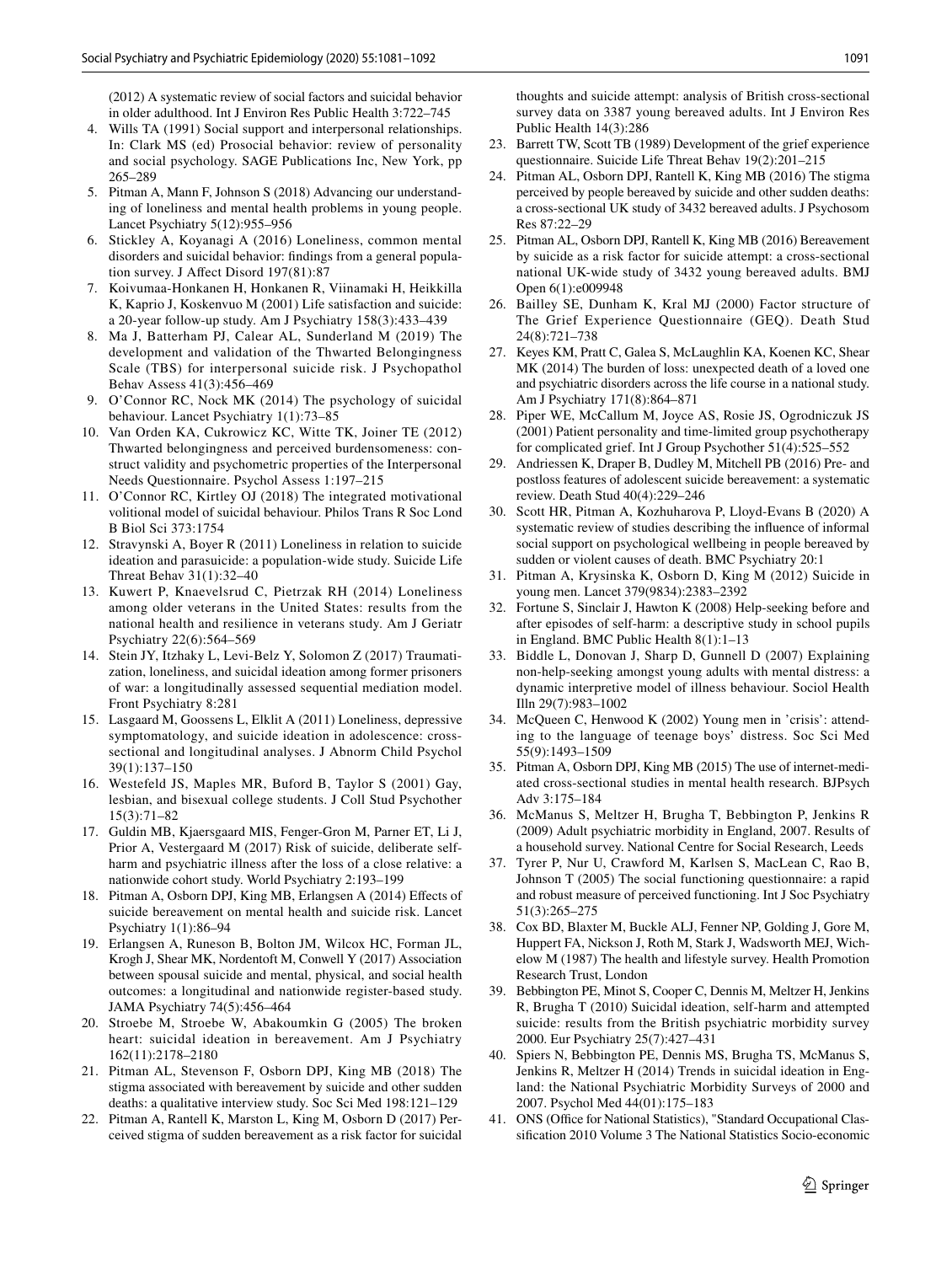(2012) A systematic review of social factors and suicidal behavior in older adulthood. Int J Environ Res Public Health 3:722–745

4. Wills TA (1991) Social support and interpersonal relationships. In: Clark MS (ed) Prosocial behavior: review of personality and social psychology. SAGE Publications Inc, New York, pp 265–289
5. Pitman A, Mann F, Johnson S (2018) Advancing our understanding of loneliness and mental health problems in young people. Lancet Psychiatry 5(12):955–956
6. Stickley A, Koyanagi A (2016) Loneliness, common mental disorders and suicidal behavior: findings from a general population survey. J Affect Disord 197(81):87
7. Koivumaa-Honkanen H, Honkanen R, Viinamaki H, Heikkilla K, Kaprio J, Koskenvuo M (2001) Life satisfaction and suicide: a 20-year follow-up study. Am J Psychiatry 158(3):433–439
8. Ma J, Batterham PJ, Calear AL, Sunderland M (2019) The development and validation of the Thwarted Belongingness Scale (TBS) for interpersonal suicide risk. J Psychopathol Behav Assess 41(3):456–469
9. O'Connor RC, Nock MK (2014) The psychology of suicidal behaviour. Lancet Psychiatry 1(1):73–85
10. Van Orden KA, Cukrowicz KC, Witte TK, Joiner TE (2012) Thwarted belongingness and perceived burdensomeness: construct validity and psychometric properties of the Interpersonal Needs Questionnaire. Psychol Assess 1:197–215
11. O'Connor RC, Kirtley OJ (2018) The integrated motivational volitional model of suicidal behaviour. Philos Trans R Soc Lond B Biol Sci 373:1754
12. Stravynski A, Boyer R (2011) Loneliness in relation to suicide ideation and parasuicide: a population-wide study. Suicide Life Threat Behav 31(1):32–40
13. Kuwert P, Knaevelsrud C, Pietrzak RH (2014) Loneliness among older veterans in the United States: results from the national health and resilience in veterans study. Am J Geriatr Psychiatry 22(6):564–569
14. Stein JY, Itzhaky L, Levi-Belz Y, Solomon Z (2017) Traumatization, loneliness, and suicidal ideation among former prisoners of war: a longitudinally assessed sequential mediation model. Front Psychiatry 8:281
15. Lasgaard M, Goossens L, Elklit A (2011) Loneliness, depressive symptomatology, and suicide ideation in adolescence: cross-sectional and longitudinal analyses. J Abnorm Child Psychol 39(1):137–150
16. Westefeld JS, Maples MR, Buford B, Taylor S (2001) Gay, lesbian, and bisexual college students. J Coll Stud Psychother 15(3):71–82
17. Guldin MB, Kjaersgaard MIS, Fenger-Gron M, Parner ET, Li J, Prior A, Vestergaard M (2017) Risk of suicide, deliberate self-harm and psychiatric illness after the loss of a close relative: a nationwide cohort study. World Psychiatry 2:193–199
18. Pitman A, Osborn DPJ, King MB, Erlangsen A (2014) Effects of suicide bereavement on mental health and suicide risk. Lancet Psychiatry 1(1):86–94
19. Erlangsen A, Runeson B, Bolton JM, Wilcox HC, Forman JL, Krogh J, Shear MK, Nordentoft M, Conwell Y (2017) Association between spousal suicide and mental, physical, and social health outcomes: a longitudinal and nationwide register-based study. JAMA Psychiatry 74(5):456–464
20. Stroebe M, Stroebe W, Abakoumkin G (2005) The broken heart: suicidal ideation in bereavement. Am J Psychiatry 162(11):2178–2180
21. Pitman AL, Stevenson F, Osborn DPJ, King MB (2018) The stigma associated with bereavement by suicide and other sudden deaths: a qualitative interview study. Soc Sci Med 198:121–129
22. Pitman A, Rantell K, Marston L, King M, Osborn D (2017) Perceived stigma of sudden bereavement as a risk factor for suicidal thoughts and suicide attempt: analysis of British cross-sectional survey data on 3387 young bereaved adults. Int J Environ Res Public Health 14(3):286
23. Barrett TW, Scott TB (1989) Development of the grief experience questionnaire. Suicide Life Threat Behav 19(2):201–215
24. Pitman AL, Osborn DPJ, Rantell K, King MB (2016) The stigma perceived by people bereaved by suicide and other sudden deaths: a cross-sectional UK study of 3432 bereaved adults. J Psychosom Res 87:22–29
25. Pitman AL, Osborn DPJ, Rantell K, King MB (2016) Bereavement by suicide as a risk factor for suicide attempt: a cross-sectional national UK-wide study of 3432 young bereaved adults. BMJ Open 6(1):e009948
26. Bailley SE, Dunham K, Kral MJ (2000) Factor structure of The Grief Experience Questionnaire (GEQ). Death Stud 24(8):721–738
27. Keyes KM, Pratt C, Galea S, McLaughlin KA, Koenen KC, Shear MK (2014) The burden of loss: unexpected death of a loved one and psychiatric disorders across the life course in a national study. Am J Psychiatry 171(8):864–871
28. Piper WE, McCallum M, Joyce AS, Rosie JS, Ogrodniczuk JS (2001) Patient personality and time-limited group psychotherapy for complicated grief. Int J Group Psychother 51(4):525–552
29. Andriessen K, Draper B, Dudley M, Mitchell PB (2016) Pre- and postloss features of adolescent suicide bereavement: a systematic review. Death Stud 40(4):229–246
30. Scott HR, Pitman A, Kozhuharova P, Lloyd-Evans B (2020) A systematic review of studies describing the influence of informal social support on psychological wellbeing in people bereaved by sudden or violent causes of death. BMC Psychiatry 20:1
31. Pitman A, Krysinska K, Osborn D, King M (2012) Suicide in young men. Lancet 379(9834):2383–2392
32. Fortune S, Sinclair J, Hawton K (2008) Help-seeking before and after episodes of self-harm: a descriptive study in school pupils in England. BMC Public Health 8(1):1–13
33. Biddle L, Donovan J, Sharp D, Gunnell D (2007) Explaining non-help-seeking amongst young adults with mental distress: a dynamic interpretive model of illness behaviour. Sociol Health Illn 29(7):983–1002
34. McQueen C, Henwood K (2002) Young men in 'crisis': attending to the language of teenage boys' distress. Soc Sci Med 55(9):1493–1509
35. Pitman A, Osborn DPJ, King MB (2015) The use of internet-mediated cross-sectional studies in mental health research. BJPsych Adv 3:175–184
36. McManus S, Meltzer H, Brugha T, Bebbington P, Jenkins R (2009) Adult psychiatric morbidity in England, 2007. Results of a household survey. National Centre for Social Research, Leeds
37. Tyrer P, Nur U, Crawford M, Karlsen S, MacLean C, Rao B, Johnson T (2005) The social functioning questionnaire: a rapid and robust measure of perceived functioning. Int J Soc Psychiatry 51(3):265–275
38. Cox BD, Blaxter M, Buckle ALJ, Fenner NP, Golding J, Gore M, Huppert FA, Nickson J, Roth M, Stark J, Wadsworth MEJ, Wichelow M (1987) The health and lifestyle survey. Health Promotion Research Trust, London
39. Bebbington PE, Minot S, Cooper C, Dennis M, Meltzer H, Jenkins R, Brugha T (2010) Suicidal ideation, self-harm and attempted suicide: results from the British psychiatric morbidity survey 2000. Eur Psychiatry 25(7):427–431
40. Spiers N, Bebbington PE, Dennis MS, Brugha TS, McManus S, Jenkins R, Meltzer H (2014) Trends in suicidal ideation in England: the National Psychiatric Morbidity Surveys of 2000 and 2007. Psychol Med 44(01):175–183
41. ONS (Office for National Statistics), "Standard Occupational Classification 2010 Volume 3 The National Statistics Socio-economic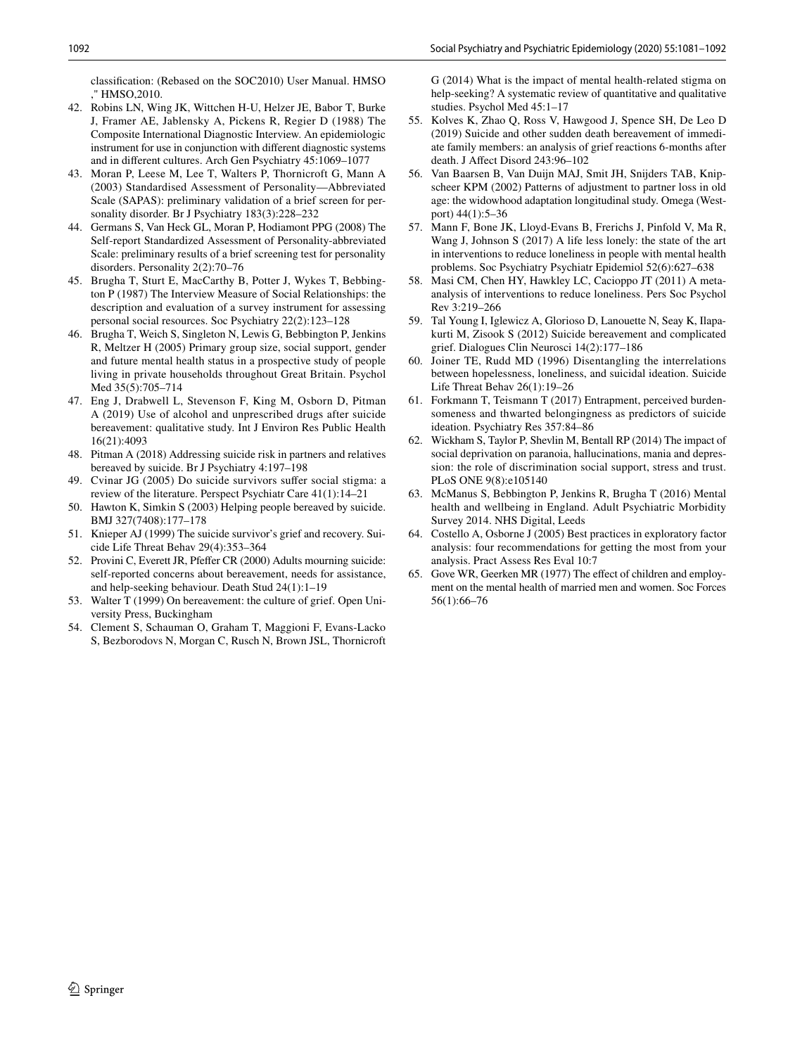classification: (Rebased on the SOC2010) User Manual. HMSO ," HMSO,2010.

42. Robins LN, Wing JK, Wittchen H-U, Helzer JE, Babor T, Burke J, Framer AE, Jablensky A, Pickens R, Regier D (1988) The Composite International Diagnostic Interview. An epidemiologic instrument for use in conjunction with different diagnostic systems and in different cultures. Arch Gen Psychiatry 45:1069–1077
43. Moran P, Leese M, Lee T, Walters P, Thornicroft G, Mann A (2003) Standardised Assessment of Personality—Abbreviated Scale (SAPAS): preliminary validation of a brief screen for personality disorder. Br J Psychiatry 183(3):228–232
44. Germans S, Van Heck GL, Moran P, Hodiamont PPG (2008) The Self-report Standardized Assessment of Personality-abbreviated Scale: preliminary results of a brief screening test for personality disorders. Personality 2(2):70–76
45. Brugha T, Sturt E, MacCarthy B, Potter J, Wykes T, Bebbington P (1987) The Interview Measure of Social Relationships: the description and evaluation of a survey instrument for assessing personal social resources. Soc Psychiatry 22(2):123–128
46. Brugha T, Weich S, Singleton N, Lewis G, Bebbington P, Jenkins R, Meltzer H (2005) Primary group size, social support, gender and future mental health status in a prospective study of people living in private households throughout Great Britain. Psychol Med 35(5):705–714
47. Eng J, Drabwell L, Stevenson F, King M, Osborn D, Pitman A (2019) Use of alcohol and unprescribed drugs after suicide bereavement: qualitative study. Int J Environ Res Public Health 16(21):4093
48. Pitman A (2018) Addressing suicide risk in partners and relatives bereaved by suicide. Br J Psychiatry 4:197–198
49. Cvinar JG (2005) Do suicide survivors suffer social stigma: a review of the literature. Perspect Psychiatr Care 41(1):14–21
50. Hawton K, Simkin S (2003) Helping people bereaved by suicide. BMJ 327(7408):177–178
51. Knieper AJ (1999) The suicide survivor's grief and recovery. Suicide Life Threat Behav 29(4):353–364
52. Provini C, Everett JR, Pfeffer CR (2000) Adults mourning suicide: self-reported concerns about bereavement, needs for assistance, and help-seeking behaviour. Death Stud 24(1):1–19
53. Walter T (1999) On bereavement: the culture of grief. Open University Press, Buckingham
54. Clement S, Schauman O, Graham T, Maggioni F, Evans-Lacko S, Bezborodovs N, Morgan C, Rusch N, Brown JSL, Thornicroft G (2014) What is the impact of mental health-related stigma on help-seeking? A systematic review of quantitative and qualitative studies. Psychol Med 45:1–17
55. Kolves K, Zhao Q, Ross V, Hawgood J, Spence SH, De Leo D (2019) Suicide and other sudden death bereavement of immediate family members: an analysis of grief reactions 6-months after death. J Affect Disord 243:96–102
56. Van Baarsen B, Van Duijn MAJ, Smit JH, Snijders TAB, Knipscheer KPM (2002) Patterns of adjustment to partner loss in old age: the widowhood adaptation longitudinal study. Omega (Westport) 44(1):5–36
57. Mann F, Bone JK, Lloyd-Evans B, Frerichs J, Pinfold V, Ma R, Wang J, Johnson S (2017) A life less lonely: the state of the art in interventions to reduce loneliness in people with mental health problems. Soc Psychiatry Psychiatr Epidemiol 52(6):627–638
58. Masi CM, Chen HY, Hawkley LC, Cacioppo JT (2011) A meta-analysis of interventions to reduce loneliness. Pers Soc Psychol Rev 3:219–266
59. Tal Young I, Iglewicz A, Glorioso D, Lanouette N, Seay K, Ilapakurti M, Zisook S (2012) Suicide bereavement and complicated grief. Dialogues Clin Neurosci 14(2):177–186
60. Joiner TE, Rudd MD (1996) Disentangling the interrelations between hopelessness, loneliness, and suicidal ideation. Suicide Life Threat Behav 26(1):19–26
61. Forkmann T, Teismann T (2017) Entrapment, perceived burdensomeness and thwarted belongingness as predictors of suicide ideation. Psychiatry Res 357:84–86
62. Wickham S, Taylor P, Shevlin M, Bentall RP (2014) The impact of social deprivation on paranoia, hallucinations, mania and depression: the role of discrimination social support, stress and trust. PLoS ONE 9(8):e105140
63. McManus S, Bebbington P, Jenkins R, Brugha T (2016) Mental health and wellbeing in England. Adult Psychiatric Morbidity Survey 2014. NHS Digital, Leeds
64. Costello A, Osborne J (2005) Best practices in exploratory factor analysis: four recommendations for getting the most from your analysis. Pract Assess Res Eval 10:7
65. Gove WR, Geerken MR (1977) The effect of children and employment on the mental health of married men and women. Soc Forces 56(1):66–76